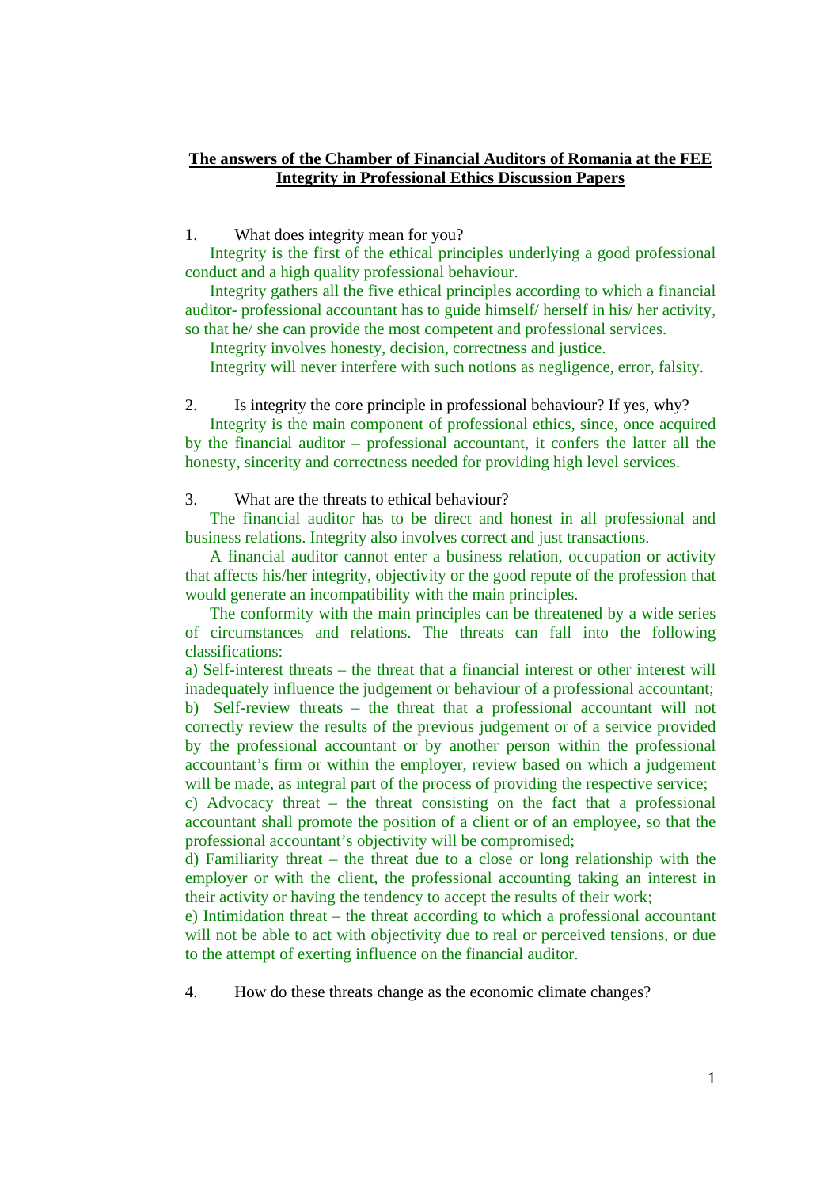# The answers of the Chamber of Financial Auditors of Romania at the FEE Integrity in Professional Ethics Discussion Papers

1. What does integrity mean for you?

Integrity is the first of the ethical principles underlying a good professional conduct and a high quality professional behaviour.

Integrity gathers all the five ethical principles according to which a financial auditor- professional accountant has to guide himself/ herself in his/ her activity, so that he/ she can provide the most competent and professional services.

Integrity involves honesty, decision, correctness and justice.

Integrity will never interfere with such notions as negligence, error, falsity.

2. Is integrity the core principle in professional behaviour? If yes, why?

Integrity is the main component of professional ethics, since, once acquired by the financial auditor – professional accountant, it confers the latter all the honesty, sincerity and correctness needed for providing high level services.

3. What are the threats to ethical behaviour?

The financial auditor has to be direct and honest in all professional and business relations. Integrity also involves correct and just transactions.

A financial auditor cannot enter a business relation, occupation or activity that affects his/her integrity, objectivity or the good repute of the profession that would generate an incompatibility with the main principles.

The conformity with the main principles can be threatened by a wide series of circumstances and relations. The threats can fall into the following classifications:

a) Self-interest threats – the threat that a financial interest or other interest will inadequately influence the judgement or behaviour of a professional accountant;

b) Self-review threats – the threat that a professional accountant will not correctly review the results of the previous judgement or of a service provided by the professional accountant or by another person within the professional accountant's firm or within the employer, review based on which a judgement will be made, as integral part of the process of providing the respective service;

c) Advocacy threat – the threat consisting on the fact that a professional accountant shall promote the position of a client or of an employee, so that the professional accountant's objectivity will be compromised;

d) Familiarity threat – the threat due to a close or long relationship with the employer or with the client, the professional accounting taking an interest in their activity or having the tendency to accept the results of their work;

e) Intimidation threat – the threat according to which a professional accountant will not be able to act with objectivity due to real or perceived tensions, or due to the attempt of exerting influence on the financial auditor.

4. How do these threats change as the economic climate changes?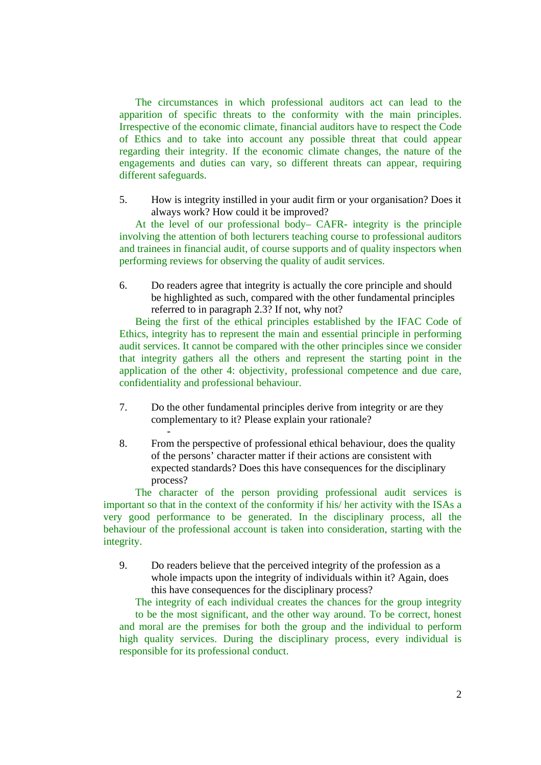The circumstances in which professional auditors act can lead to the apparition of specific threats to the conformity with the main principles. Irrespective of the economic climate, financial auditors have to respect the Code of Ethics and to take into account any possible threat that could appear regarding their integrity. If the economic climate changes, the nature of the engagements and duties can vary, so different threats can appear, requiring different safeguards.

5. How is integrity instilled in your audit firm or your organisation? Does it always work? How could it be improved?

At the level of our professional body– CAFR- integrity is the principle involving the attention of both lecturers teaching course to professional auditors and trainees in financial audit, of course supports and of quality inspectors when performing reviews for observing the quality of audit services.

6. Do readers agree that integrity is actually the core principle and should be highlighted as such, compared with the other fundamental principles referred to in paragraph 2.3? If not, why not?

Being the first of the ethical principles established by the IFAC Code of Ethics, integrity has to represent the main and essential principle in performing audit services. It cannot be compared with the other principles since we consider that integrity gathers all the others and represent the starting point in the application of the other 4: objectivity, professional competence and due care, confidentiality and professional behaviour.

7. Do the other fundamental principles derive from integrity or are they complementary to it? Please explain your rationale?

-

8. From the perspective of professional ethical behaviour, does the quality of the persons' character matter if their actions are consistent with expected standards? Does this have consequences for the disciplinary process?

The character of the person providing professional audit services is important so that in the context of the conformity if his/ her activity with the ISAs a very good performance to be generated. In the disciplinary process, all the behaviour of the professional account is taken into consideration, starting with the integrity.

9. Do readers believe that the perceived integrity of the profession as a whole impacts upon the integrity of individuals within it? Again, does this have consequences for the disciplinary process?

The integrity of each individual creates the chances for the group integrity to be the most significant, and the other way around. To be correct, honest and moral are the premises for both the group and the individual to perform high quality services. During the disciplinary process, every individual is responsible for its professional conduct.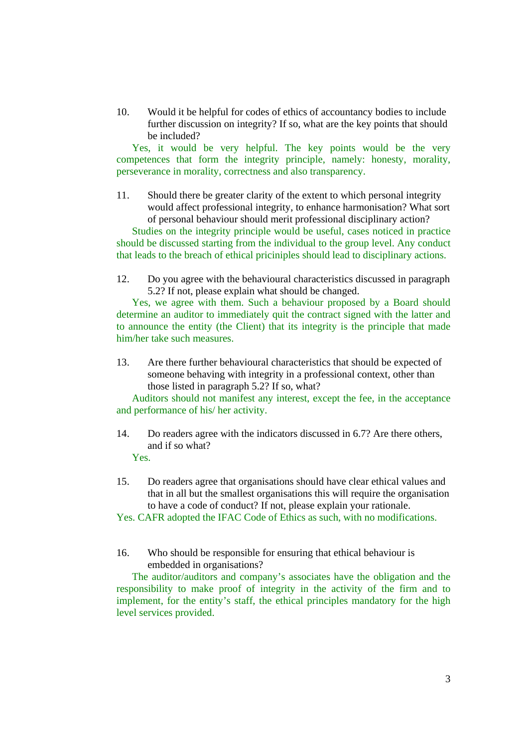10. Would it be helpful for codes of ethics of accountancy bodies to include further discussion on integrity? If so, what are the key points that should be included?

Yes, it would be very helpful. The key points would be the very competences that form the integrity principle, namely: honesty, morality, perseverance in morality, correctness and also transparency.

11. Should there be greater clarity of the extent to which personal integrity would affect professional integrity, to enhance harmonisation? What sort of personal behaviour should merit professional disciplinary action?

Studies on the integrity principle would be useful, cases noticed in practice should be discussed starting from the individual to the group level. Any conduct that leads to the breach of ethical priciniples should lead to disciplinary actions.

12. Do you agree with the behavioural characteristics discussed in paragraph 5.2? If not, please explain what should be changed.

Yes, we agree with them. Such a behaviour proposed by a Board should determine an auditor to immediately quit the contract signed with the latter and to announce the entity (the Client) that its integrity is the principle that made him/her take such measures.

13. Are there further behavioural characteristics that should be expected of someone behaving with integrity in a professional context, other than those listed in paragraph 5.2? If so, what?

Auditors should not manifest any interest, except the fee, in the acceptance and performance of his/ her activity.

14. Do readers agree with the indicators discussed in 6.7? Are there others, and if so what?

Yes.

15. Do readers agree that organisations should have clear ethical values and that in all but the smallest organisations this will require the organisation to have a code of conduct? If not, please explain your rationale.

Yes. CAFR adopted the IFAC Code of Ethics as such, with no modifications.

16. Who should be responsible for ensuring that ethical behaviour is embedded in organisations?

The auditor/auditors and company's associates have the obligation and the responsibility to make proof of integrity in the activity of the firm and to implement, for the entity's staff, the ethical principles mandatory for the high level services provided.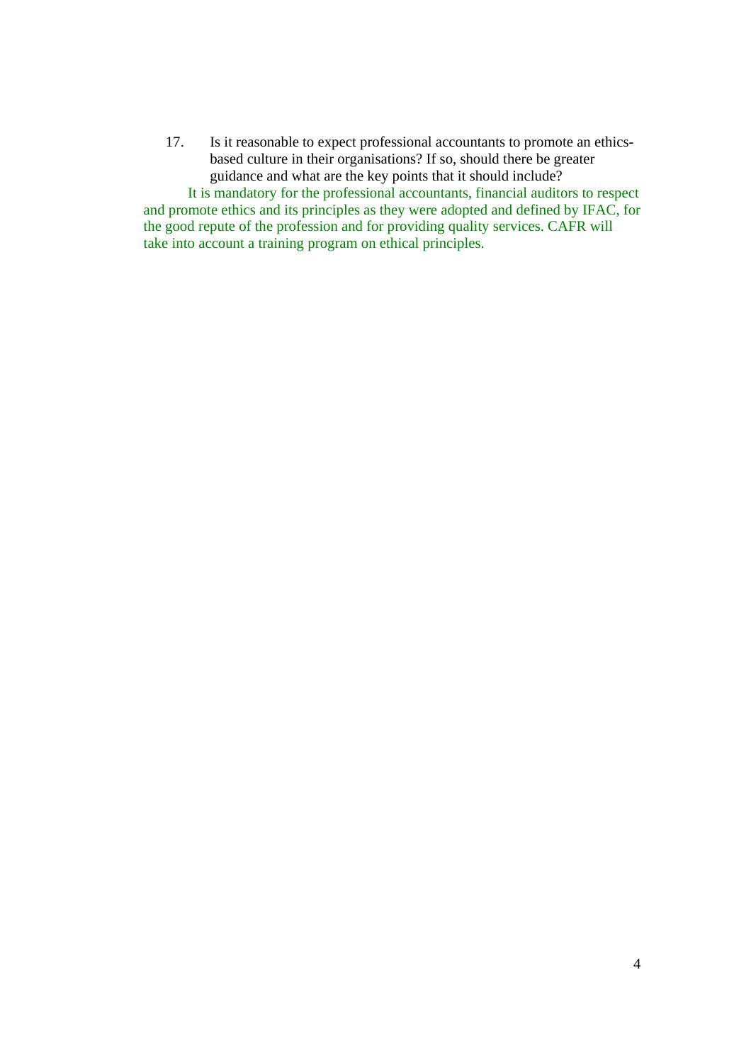17. Is it reasonable to expect professional accountants to promote an ethics-based culture in their organisations? If so, should there be greater guidance and what are the key points that it should include?

It is mandatory for the professional accountants, financial auditors to respect and promote ethics and its principles as they were adopted and defined by IFAC, for the good repute of the profession and for providing quality services. CAFR will take into account a training program on ethical principles.